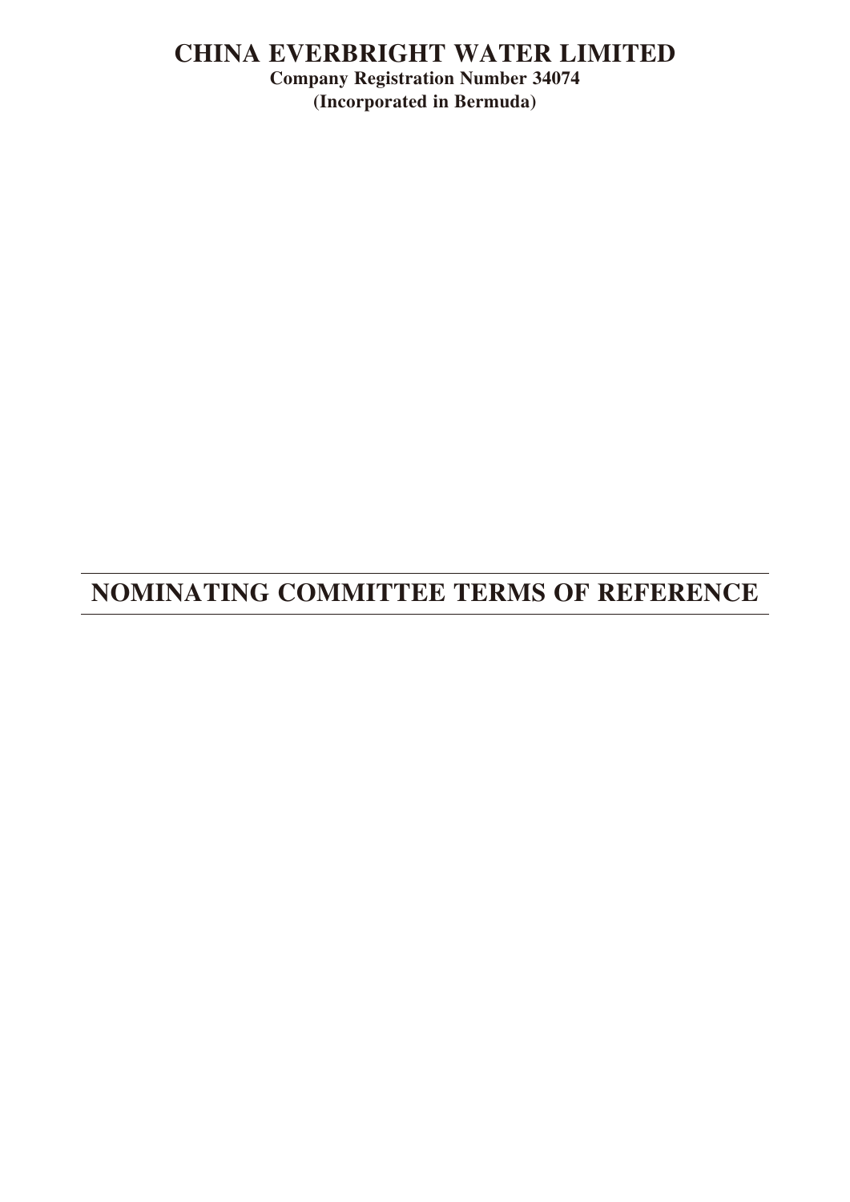# CHINA EVERBRIGHT WATER LIMITED

**Company Registration Number 34074**

**(Incorporated in Bermuda)**

# NOMINATING COMMITTEE TERMS OF REFERENCE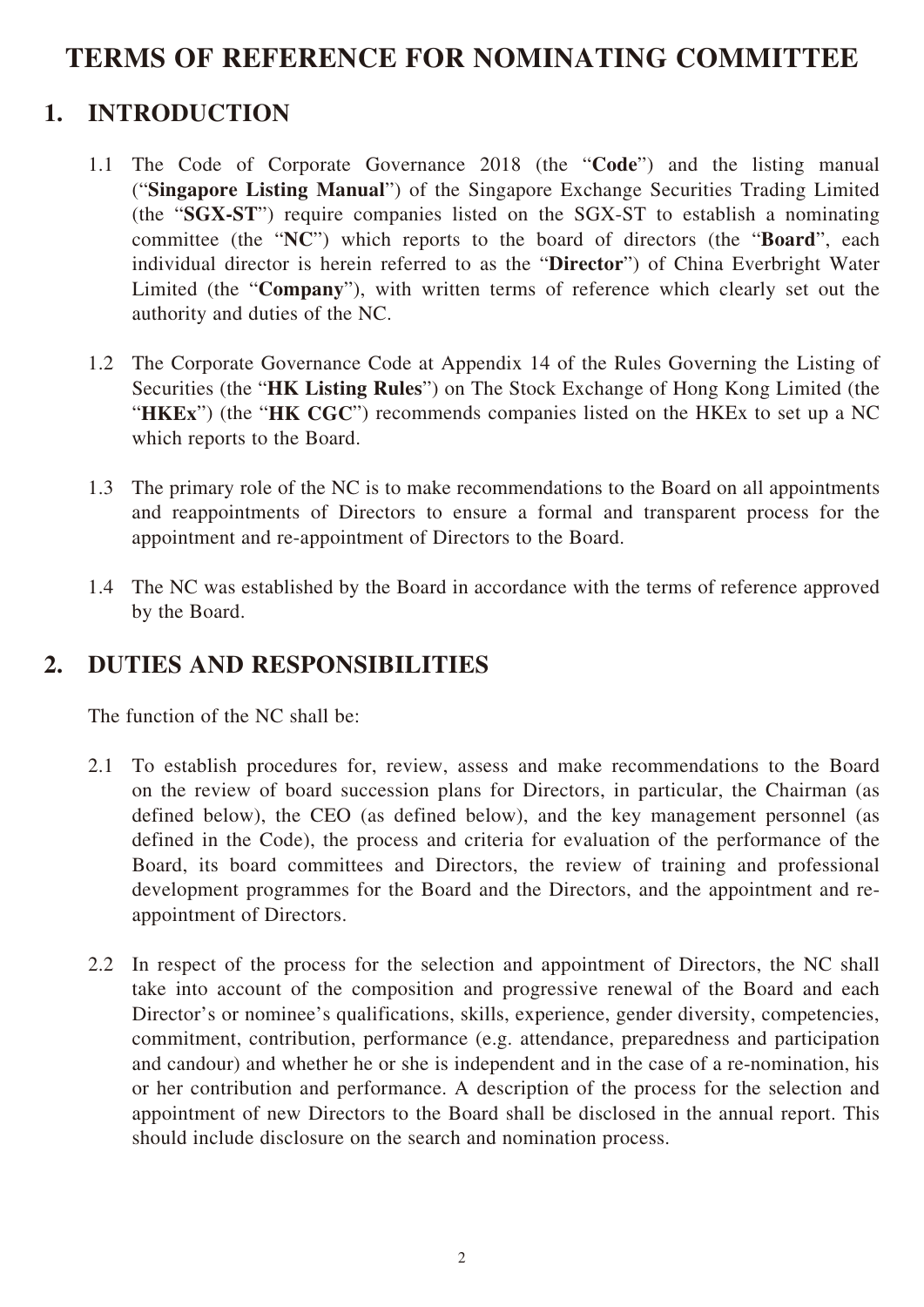# TERMS OF REFERENCE FOR NOMINATING COMMITTEE

## 1. INTRODUCTION

1.1 The Code of Corporate Governance 2018 (the "**Code**") and the listing manual ("**Singapore Listing Manual**") of the Singapore Exchange Securities Trading Limited (the "**SGX-ST**") require companies listed on the SGX-ST to establish a nominating committee (the "**NC**") which reports to the board of directors (the "**Board**", each individual director is herein referred to as the "**Director**") of China Everbright Water Limited (the "**Company**"), with written terms of reference which clearly set out the authority and duties of the NC.

1.2 The Corporate Governance Code at Appendix 14 of the Rules Governing the Listing of Securities (the "**HK Listing Rules**") on The Stock Exchange of Hong Kong Limited (the "**HKEx**") (the "**HK CGC**") recommends companies listed on the HKEx to set up a NC which reports to the Board.

1.3 The primary role of the NC is to make recommendations to the Board on all appointments and reappointments of Directors to ensure a formal and transparent process for the appointment and re-appointment of Directors to the Board.

1.4 The NC was established by the Board in accordance with the terms of reference approved by the Board.

## 2. DUTIES AND RESPONSIBILITIES

The function of the NC shall be:

2.1 To establish procedures for, review, assess and make recommendations to the Board on the review of board succession plans for Directors, in particular, the Chairman (as defined below), the CEO (as defined below), and the key management personnel (as defined in the Code), the process and criteria for evaluation of the performance of the Board, its board committees and Directors, the review of training and professional development programmes for the Board and the Directors, and the appointment and re-appointment of Directors.

2.2 In respect of the process for the selection and appointment of Directors, the NC shall take into account of the composition and progressive renewal of the Board and each Director's or nominee's qualifications, skills, experience, gender diversity, competencies, commitment, contribution, performance (e.g. attendance, preparedness and participation and candour) and whether he or she is independent and in the case of a re-nomination, his or her contribution and performance. A description of the process for the selection and appointment of new Directors to the Board shall be disclosed in the annual report. This should include disclosure on the search and nomination process.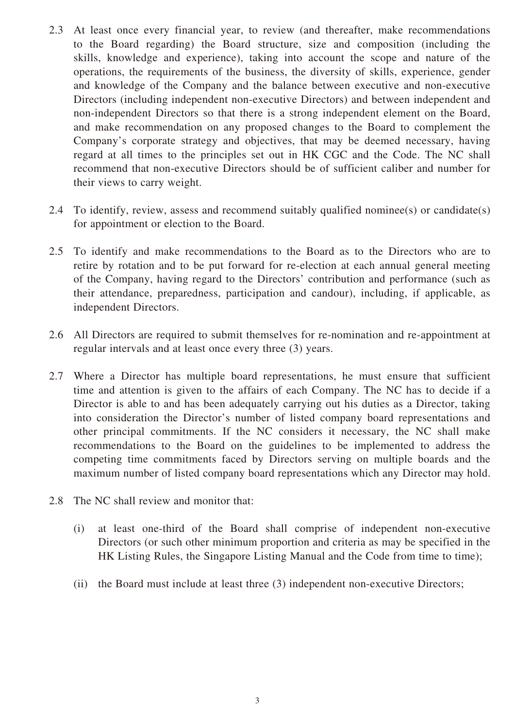2.3 At least once every financial year, to review (and thereafter, make recommendations to the Board regarding) the Board structure, size and composition (including the skills, knowledge and experience), taking into account the scope and nature of the operations, the requirements of the business, the diversity of skills, experience, gender and knowledge of the Company and the balance between executive and non-executive Directors (including independent non-executive Directors) and between independent and non-independent Directors so that there is a strong independent element on the Board, and make recommendation on any proposed changes to the Board to complement the Company's corporate strategy and objectives, that may be deemed necessary, having regard at all times to the principles set out in HK CGC and the Code. The NC shall recommend that non-executive Directors should be of sufficient caliber and number for their views to carry weight.

2.4 To identify, review, assess and recommend suitably qualified nominee(s) or candidate(s) for appointment or election to the Board.

2.5 To identify and make recommendations to the Board as to the Directors who are to retire by rotation and to be put forward for re-election at each annual general meeting of the Company, having regard to the Directors' contribution and performance (such as their attendance, preparedness, participation and candour), including, if applicable, as independent Directors.

2.6 All Directors are required to submit themselves for re-nomination and re-appointment at regular intervals and at least once every three (3) years.

2.7 Where a Director has multiple board representations, he must ensure that sufficient time and attention is given to the affairs of each Company. The NC has to decide if a Director is able to and has been adequately carrying out his duties as a Director, taking into consideration the Director's number of listed company board representations and other principal commitments. If the NC considers it necessary, the NC shall make recommendations to the Board on the guidelines to be implemented to address the competing time commitments faced by Directors serving on multiple boards and the maximum number of listed company board representations which any Director may hold.

2.8 The NC shall review and monitor that:

(i) at least one-third of the Board shall comprise of independent non-executive Directors (or such other minimum proportion and criteria as may be specified in the HK Listing Rules, the Singapore Listing Manual and the Code from time to time);

(ii) the Board must include at least three (3) independent non-executive Directors;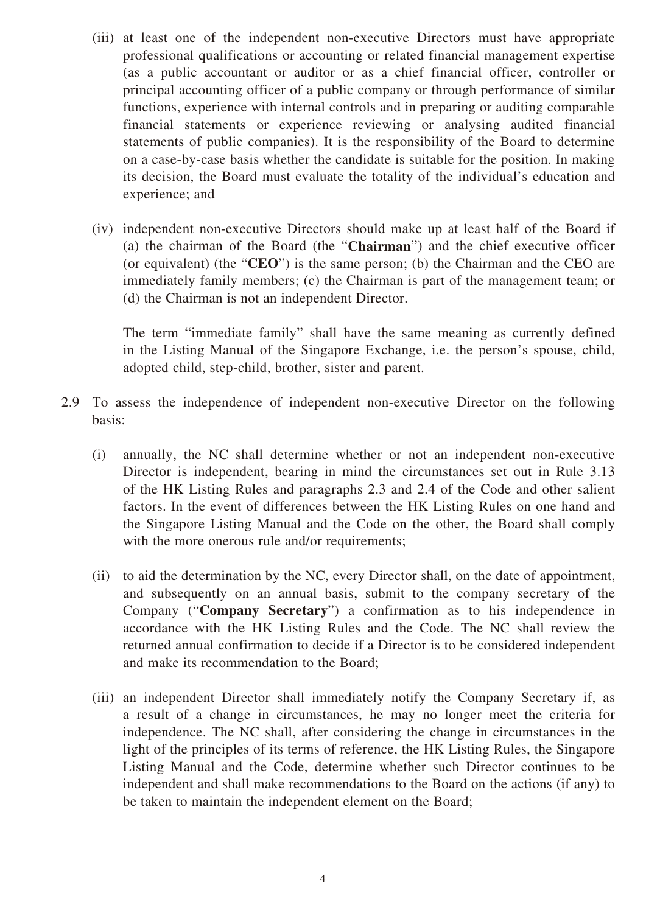(iii) at least one of the independent non-executive Directors must have appropriate professional qualifications or accounting or related financial management expertise (as a public accountant or auditor or as a chief financial officer, controller or principal accounting officer of a public company or through performance of similar functions, experience with internal controls and in preparing or auditing comparable financial statements or experience reviewing or analysing audited financial statements of public companies). It is the responsibility of the Board to determine on a case-by-case basis whether the candidate is suitable for the position. In making its decision, the Board must evaluate the totality of the individual's education and experience; and

(iv) independent non-executive Directors should make up at least half of the Board if (a) the chairman of the Board (the "**Chairman**") and the chief executive officer (or equivalent) (the "**CEO**") is the same person; (b) the Chairman and the CEO are immediately family members; (c) the Chairman is part of the management team; or (d) the Chairman is not an independent Director.

The term "immediate family" shall have the same meaning as currently defined in the Listing Manual of the Singapore Exchange, i.e. the person's spouse, child, adopted child, step-child, brother, sister and parent.

2.9 To assess the independence of independent non-executive Director on the following basis:

(i) annually, the NC shall determine whether or not an independent non-executive Director is independent, bearing in mind the circumstances set out in Rule 3.13 of the HK Listing Rules and paragraphs 2.3 and 2.4 of the Code and other salient factors. In the event of differences between the HK Listing Rules on one hand and the Singapore Listing Manual and the Code on the other, the Board shall comply with the more onerous rule and/or requirements;

(ii) to aid the determination by the NC, every Director shall, on the date of appointment, and subsequently on an annual basis, submit to the company secretary of the Company ("**Company Secretary**") a confirmation as to his independence in accordance with the HK Listing Rules and the Code. The NC shall review the returned annual confirmation to decide if a Director is to be considered independent and make its recommendation to the Board;

(iii) an independent Director shall immediately notify the Company Secretary if, as a result of a change in circumstances, he may no longer meet the criteria for independence. The NC shall, after considering the change in circumstances in the light of the principles of its terms of reference, the HK Listing Rules, the Singapore Listing Manual and the Code, determine whether such Director continues to be independent and shall make recommendations to the Board on the actions (if any) to be taken to maintain the independent element on the Board;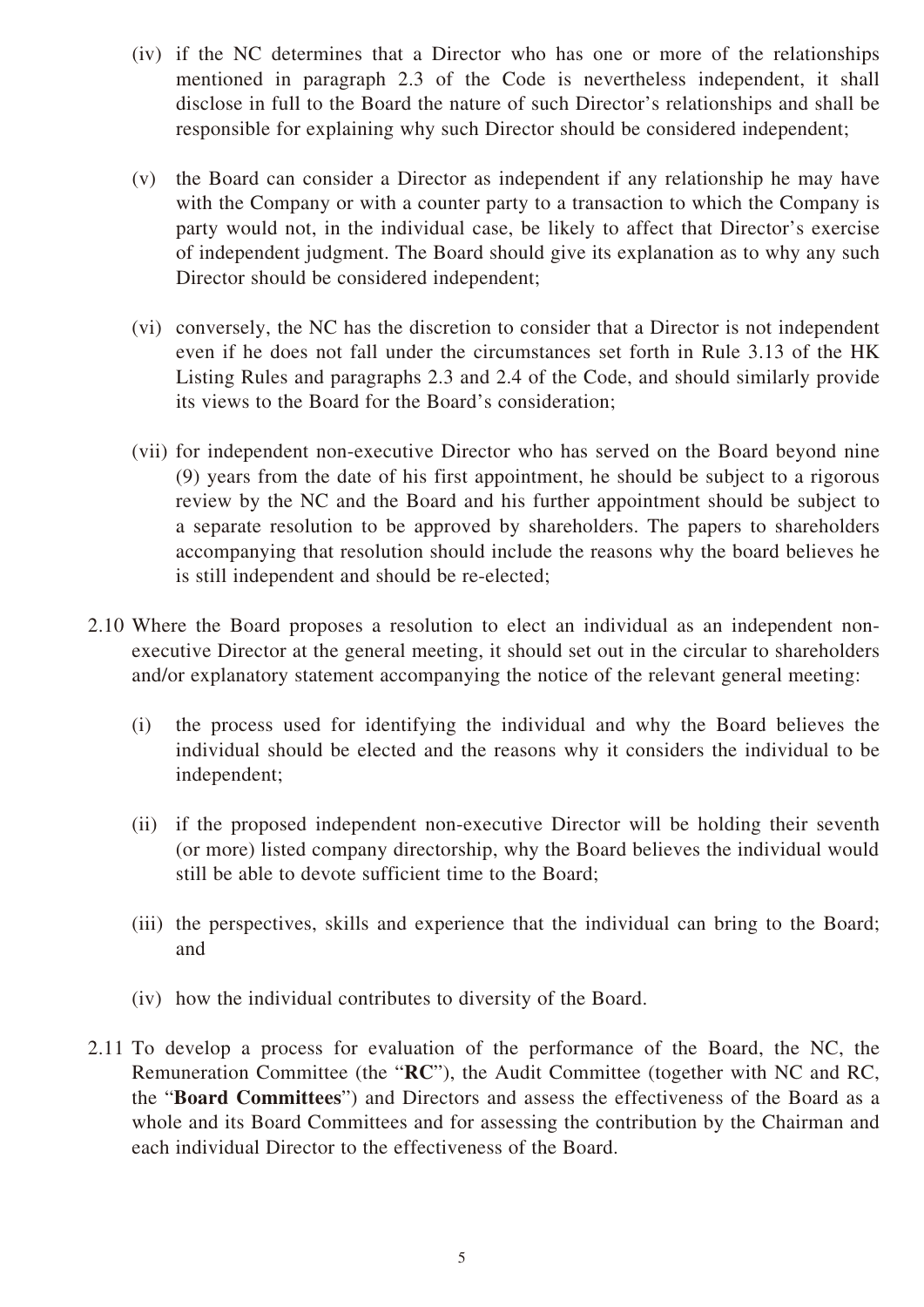(iv) if the NC determines that a Director who has one or more of the relationships mentioned in paragraph 2.3 of the Code is nevertheless independent, it shall disclose in full to the Board the nature of such Director's relationships and shall be responsible for explaining why such Director should be considered independent;

(v) the Board can consider a Director as independent if any relationship he may have with the Company or with a counter party to a transaction to which the Company is party would not, in the individual case, be likely to affect that Director's exercise of independent judgment. The Board should give its explanation as to why any such Director should be considered independent;

(vi) conversely, the NC has the discretion to consider that a Director is not independent even if he does not fall under the circumstances set forth in Rule 3.13 of the HK Listing Rules and paragraphs 2.3 and 2.4 of the Code, and should similarly provide its views to the Board for the Board's consideration;

(vii) for independent non-executive Director who has served on the Board beyond nine (9) years from the date of his first appointment, he should be subject to a rigorous review by the NC and the Board and his further appointment should be subject to a separate resolution to be approved by shareholders. The papers to shareholders accompanying that resolution should include the reasons why the board believes he is still independent and should be re-elected;

2.10 Where the Board proposes a resolution to elect an individual as an independent non-executive Director at the general meeting, it should set out in the circular to shareholders and/or explanatory statement accompanying the notice of the relevant general meeting:

(i) the process used for identifying the individual and why the Board believes the individual should be elected and the reasons why it considers the individual to be independent;

(ii) if the proposed independent non-executive Director will be holding their seventh (or more) listed company directorship, why the Board believes the individual would still be able to devote sufficient time to the Board;

(iii) the perspectives, skills and experience that the individual can bring to the Board; and

(iv) how the individual contributes to diversity of the Board.

2.11 To develop a process for evaluation of the performance of the Board, the NC, the Remuneration Committee (the "**RC**"), the Audit Committee (together with NC and RC, the "**Board Committees**") and Directors and assess the effectiveness of the Board as a whole and its Board Committees and for assessing the contribution by the Chairman and each individual Director to the effectiveness of the Board.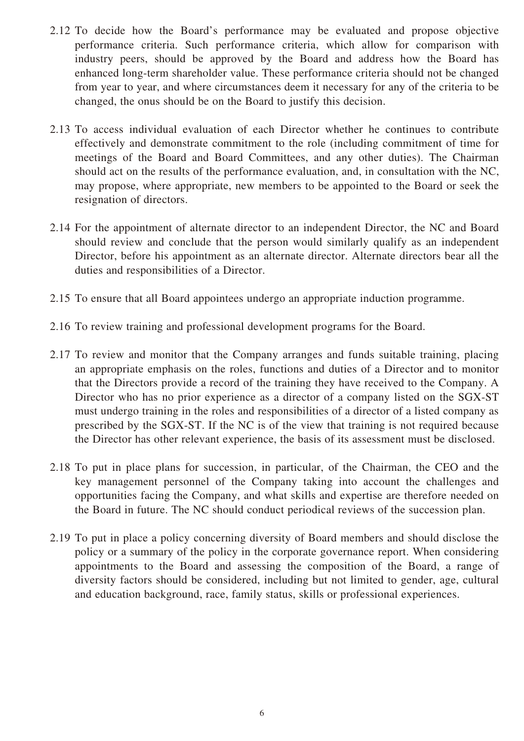2.12 To decide how the Board's performance may be evaluated and propose objective performance criteria. Such performance criteria, which allow for comparison with industry peers, should be approved by the Board and address how the Board has enhanced long-term shareholder value. These performance criteria should not be changed from year to year, and where circumstances deem it necessary for any of the criteria to be changed, the onus should be on the Board to justify this decision.

2.13 To access individual evaluation of each Director whether he continues to contribute effectively and demonstrate commitment to the role (including commitment of time for meetings of the Board and Board Committees, and any other duties). The Chairman should act on the results of the performance evaluation, and, in consultation with the NC, may propose, where appropriate, new members to be appointed to the Board or seek the resignation of directors.

2.14 For the appointment of alternate director to an independent Director, the NC and Board should review and conclude that the person would similarly qualify as an independent Director, before his appointment as an alternate director. Alternate directors bear all the duties and responsibilities of a Director.

2.15 To ensure that all Board appointees undergo an appropriate induction programme.

2.16 To review training and professional development programs for the Board.

2.17 To review and monitor that the Company arranges and funds suitable training, placing an appropriate emphasis on the roles, functions and duties of a Director and to monitor that the Directors provide a record of the training they have received to the Company. A Director who has no prior experience as a director of a company listed on the SGX-ST must undergo training in the roles and responsibilities of a director of a listed company as prescribed by the SGX-ST. If the NC is of the view that training is not required because the Director has other relevant experience, the basis of its assessment must be disclosed.

2.18 To put in place plans for succession, in particular, of the Chairman, the CEO and the key management personnel of the Company taking into account the challenges and opportunities facing the Company, and what skills and expertise are therefore needed on the Board in future. The NC should conduct periodical reviews of the succession plan.

2.19 To put in place a policy concerning diversity of Board members and should disclose the policy or a summary of the policy in the corporate governance report. When considering appointments to the Board and assessing the composition of the Board, a range of diversity factors should be considered, including but not limited to gender, age, cultural and education background, race, family status, skills or professional experiences.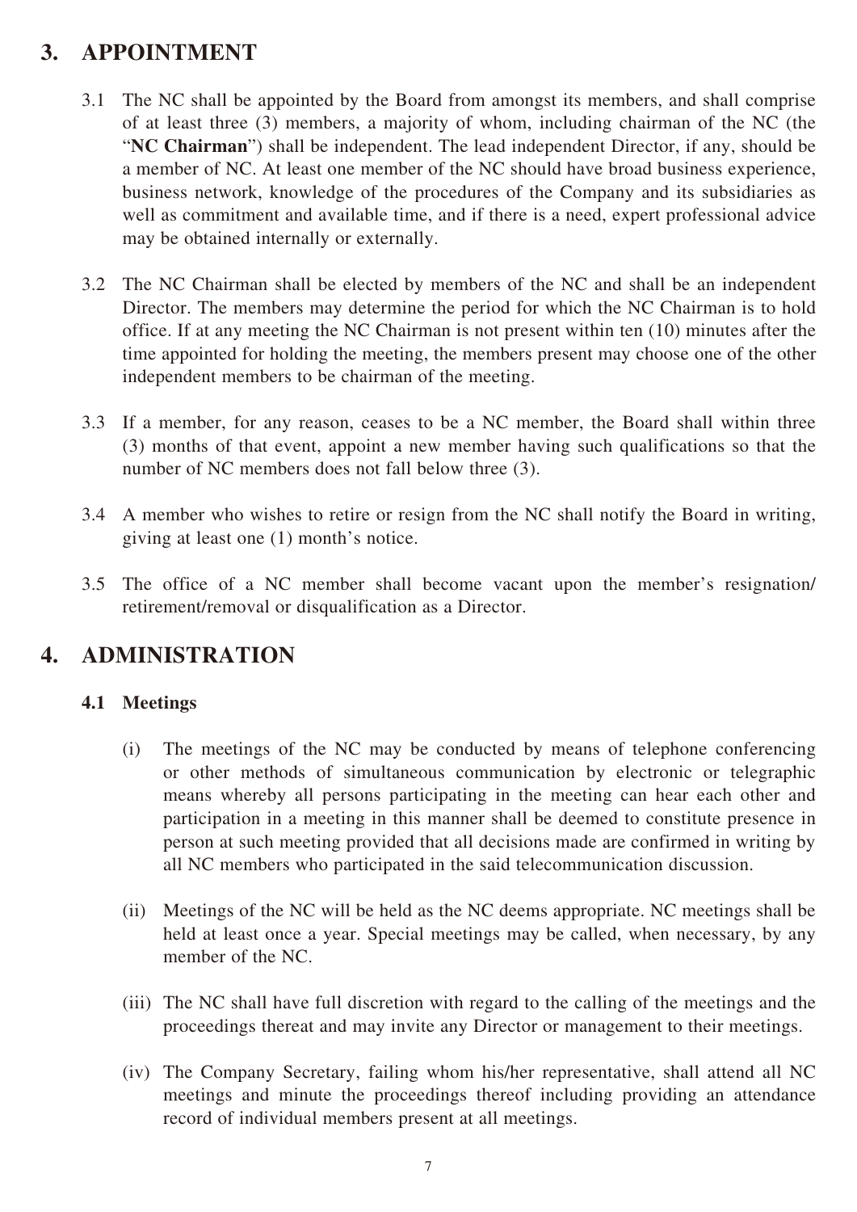## 3. APPOINTMENT

3.1 The NC shall be appointed by the Board from amongst its members, and shall comprise of at least three (3) members, a majority of whom, including chairman of the NC (the "**NC Chairman**") shall be independent. The lead independent Director, if any, should be a member of NC. At least one member of the NC should have broad business experience, business network, knowledge of the procedures of the Company and its subsidiaries as well as commitment and available time, and if there is a need, expert professional advice may be obtained internally or externally.

3.2 The NC Chairman shall be elected by members of the NC and shall be an independent Director. The members may determine the period for which the NC Chairman is to hold office. If at any meeting the NC Chairman is not present within ten (10) minutes after the time appointed for holding the meeting, the members present may choose one of the other independent members to be chairman of the meeting.

3.3 If a member, for any reason, ceases to be a NC member, the Board shall within three (3) months of that event, appoint a new member having such qualifications so that the number of NC members does not fall below three (3).

3.4 A member who wishes to retire or resign from the NC shall notify the Board in writing, giving at least one (1) month's notice.

3.5 The office of a NC member shall become vacant upon the member's resignation/retirement/removal or disqualification as a Director.

## 4. ADMINISTRATION

### 4.1 Meetings

(i) The meetings of the NC may be conducted by means of telephone conferencing or other methods of simultaneous communication by electronic or telegraphic means whereby all persons participating in the meeting can hear each other and participation in a meeting in this manner shall be deemed to constitute presence in person at such meeting provided that all decisions made are confirmed in writing by all NC members who participated in the said telecommunication discussion.

(ii) Meetings of the NC will be held as the NC deems appropriate. NC meetings shall be held at least once a year. Special meetings may be called, when necessary, by any member of the NC.

(iii) The NC shall have full discretion with regard to the calling of the meetings and the proceedings thereat and may invite any Director or management to their meetings.

(iv) The Company Secretary, failing whom his/her representative, shall attend all NC meetings and minute the proceedings thereof including providing an attendance record of individual members present at all meetings.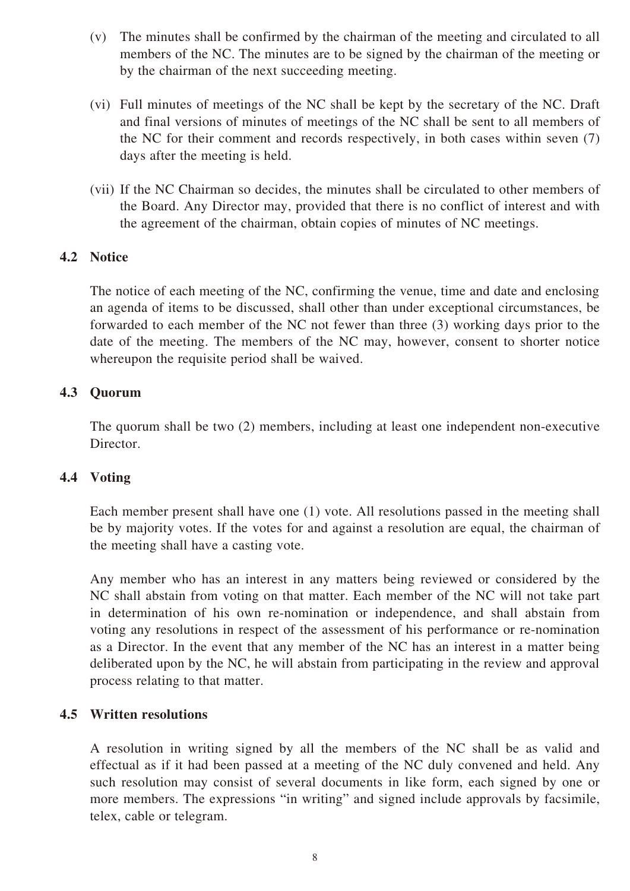(v) The minutes shall be confirmed by the chairman of the meeting and circulated to all members of the NC. The minutes are to be signed by the chairman of the meeting or by the chairman of the next succeeding meeting.

(vi) Full minutes of meetings of the NC shall be kept by the secretary of the NC. Draft and final versions of minutes of meetings of the NC shall be sent to all members of the NC for their comment and records respectively, in both cases within seven (7) days after the meeting is held.

(vii) If the NC Chairman so decides, the minutes shall be circulated to other members of the Board. Any Director may, provided that there is no conflict of interest and with the agreement of the chairman, obtain copies of minutes of NC meetings.

**4.2 Notice**

The notice of each meeting of the NC, confirming the venue, time and date and enclosing an agenda of items to be discussed, shall other than under exceptional circumstances, be forwarded to each member of the NC not fewer than three (3) working days prior to the date of the meeting. The members of the NC may, however, consent to shorter notice whereupon the requisite period shall be waived.

**4.3 Quorum**

The quorum shall be two (2) members, including at least one independent non-executive Director.

**4.4 Voting**

Each member present shall have one (1) vote. All resolutions passed in the meeting shall be by majority votes. If the votes for and against a resolution are equal, the chairman of the meeting shall have a casting vote.

Any member who has an interest in any matters being reviewed or considered by the NC shall abstain from voting on that matter. Each member of the NC will not take part in determination of his own re-nomination or independence, and shall abstain from voting any resolutions in respect of the assessment of his performance or re-nomination as a Director. In the event that any member of the NC has an interest in a matter being deliberated upon by the NC, he will abstain from participating in the review and approval process relating to that matter.

**4.5 Written resolutions**

A resolution in writing signed by all the members of the NC shall be as valid and effectual as if it had been passed at a meeting of the NC duly convened and held. Any such resolution may consist of several documents in like form, each signed by one or more members. The expressions "in writing" and signed include approvals by facsimile, telex, cable or telegram.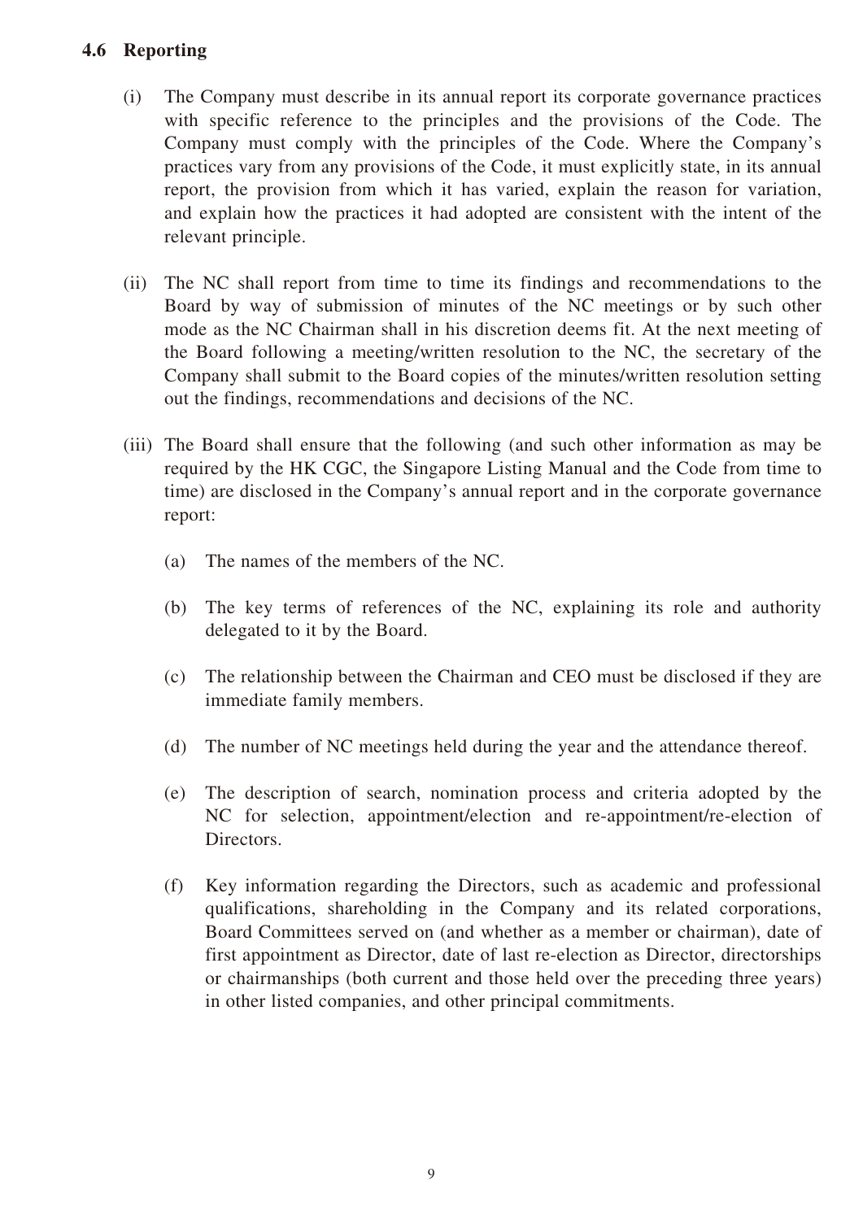### 4.6 Reporting

(i) The Company must describe in its annual report its corporate governance practices with specific reference to the principles and the provisions of the Code. The Company must comply with the principles of the Code. Where the Company's practices vary from any provisions of the Code, it must explicitly state, in its annual report, the provision from which it has varied, explain the reason for variation, and explain how the practices it had adopted are consistent with the intent of the relevant principle.

(ii) The NC shall report from time to time its findings and recommendations to the Board by way of submission of minutes of the NC meetings or by such other mode as the NC Chairman shall in his discretion deems fit. At the next meeting of the Board following a meeting/written resolution to the NC, the secretary of the Company shall submit to the Board copies of the minutes/written resolution setting out the findings, recommendations and decisions of the NC.

(iii) The Board shall ensure that the following (and such other information as may be required by the HK CGC, the Singapore Listing Manual and the Code from time to time) are disclosed in the Company's annual report and in the corporate governance report:

(a) The names of the members of the NC.

(b) The key terms of references of the NC, explaining its role and authority delegated to it by the Board.

(c) The relationship between the Chairman and CEO must be disclosed if they are immediate family members.

(d) The number of NC meetings held during the year and the attendance thereof.

(e) The description of search, nomination process and criteria adopted by the NC for selection, appointment/election and re-appointment/re-election of Directors.

(f) Key information regarding the Directors, such as academic and professional qualifications, shareholding in the Company and its related corporations, Board Committees served on (and whether as a member or chairman), date of first appointment as Director, date of last re-election as Director, directorships or chairmanships (both current and those held over the preceding three years) in other listed companies, and other principal commitments.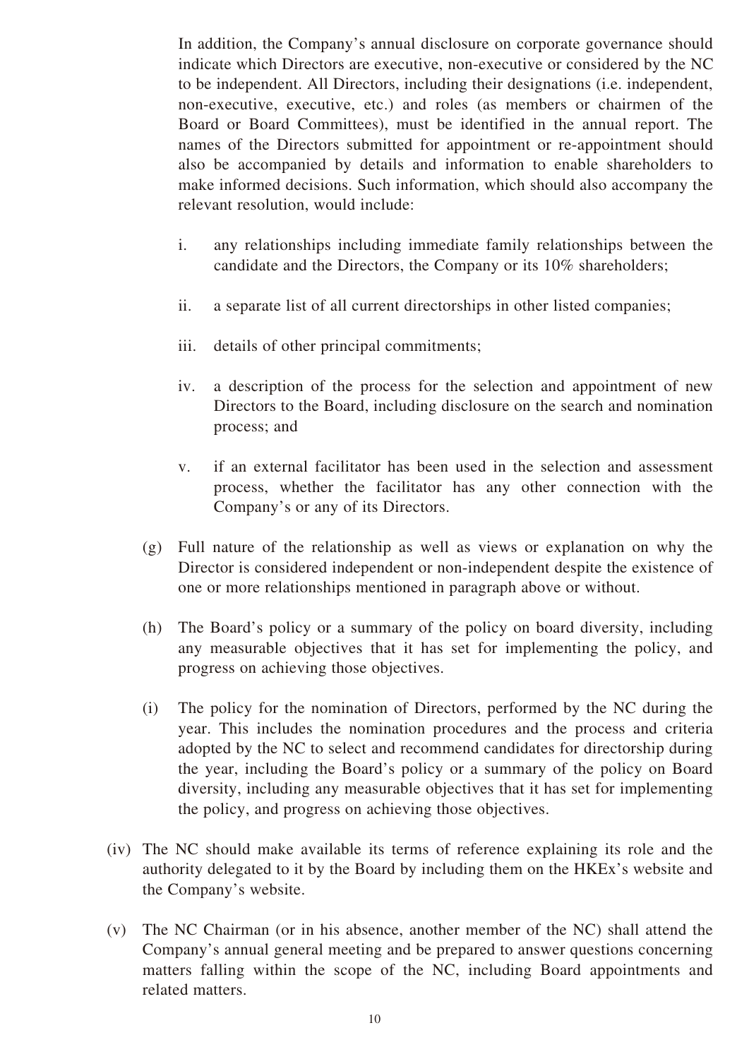In addition, the Company's annual disclosure on corporate governance should indicate which Directors are executive, non-executive or considered by the NC to be independent. All Directors, including their designations (i.e. independent, non-executive, executive, etc.) and roles (as members or chairmen of the Board or Board Committees), must be identified in the annual report. The names of the Directors submitted for appointment or re-appointment should also be accompanied by details and information to enable shareholders to make informed decisions. Such information, which should also accompany the relevant resolution, would include:

i. any relationships including immediate family relationships between the candidate and the Directors, the Company or its 10% shareholders;

ii. a separate list of all current directorships in other listed companies;

iii. details of other principal commitments;

iv. a description of the process for the selection and appointment of new Directors to the Board, including disclosure on the search and nomination process; and

v. if an external facilitator has been used in the selection and assessment process, whether the facilitator has any other connection with the Company's or any of its Directors.

(g) Full nature of the relationship as well as views or explanation on why the Director is considered independent or non-independent despite the existence of one or more relationships mentioned in paragraph above or without.

(h) The Board's policy or a summary of the policy on board diversity, including any measurable objectives that it has set for implementing the policy, and progress on achieving those objectives.

(i) The policy for the nomination of Directors, performed by the NC during the year. This includes the nomination procedures and the process and criteria adopted by the NC to select and recommend candidates for directorship during the year, including the Board's policy or a summary of the policy on Board diversity, including any measurable objectives that it has set for implementing the policy, and progress on achieving those objectives.

(iv) The NC should make available its terms of reference explaining its role and the authority delegated to it by the Board by including them on the HKEx's website and the Company's website.

(v) The NC Chairman (or in his absence, another member of the NC) shall attend the Company's annual general meeting and be prepared to answer questions concerning matters falling within the scope of the NC, including Board appointments and related matters.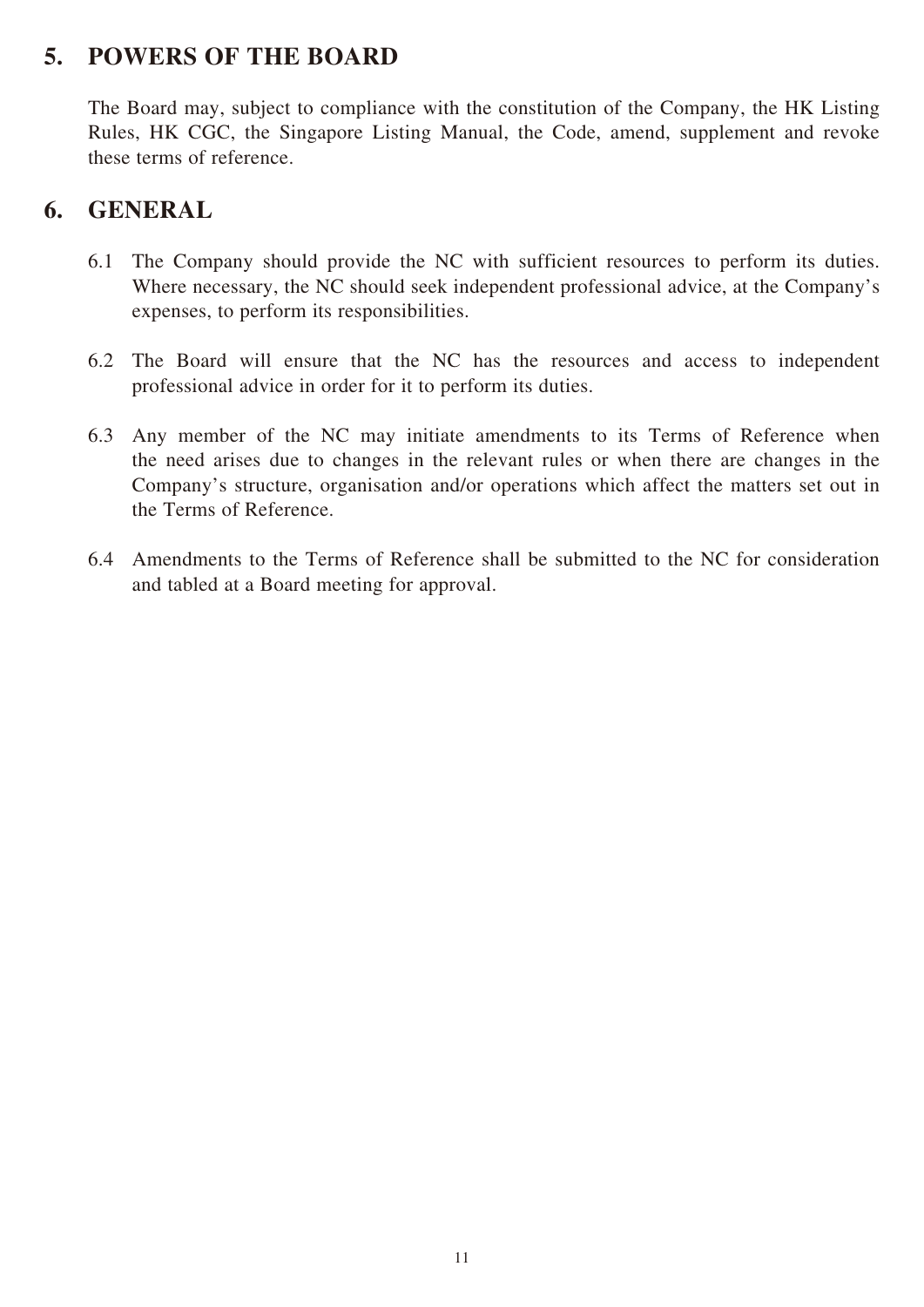## 5. POWERS OF THE BOARD

The Board may, subject to compliance with the constitution of the Company, the HK Listing Rules, HK CGC, the Singapore Listing Manual, the Code, amend, supplement and revoke these terms of reference.

## 6. GENERAL

6.1 The Company should provide the NC with sufficient resources to perform its duties. Where necessary, the NC should seek independent professional advice, at the Company's expenses, to perform its responsibilities.

6.2 The Board will ensure that the NC has the resources and access to independent professional advice in order for it to perform its duties.

6.3 Any member of the NC may initiate amendments to its Terms of Reference when the need arises due to changes in the relevant rules or when there are changes in the Company's structure, organisation and/or operations which affect the matters set out in the Terms of Reference.

6.4 Amendments to the Terms of Reference shall be submitted to the NC for consideration and tabled at a Board meeting for approval.